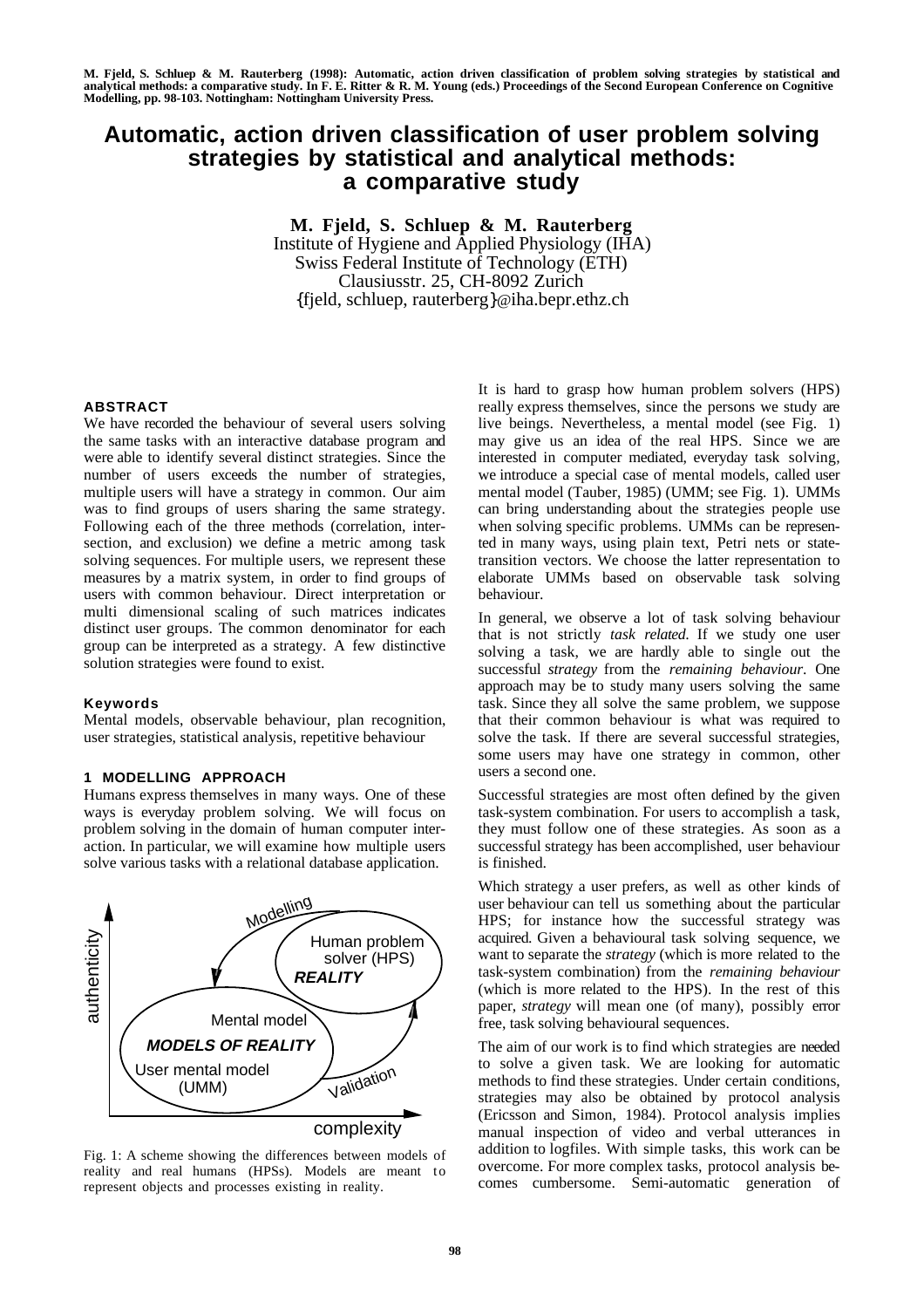M. Fjeld, S. Schluep & M. Rauterberg (1998): Automatic, action driven classification of problem solving strategies by statistical and analytical methods: a comparative study. In F. E. Ritter & R. M. Young (eds.) Proceedings of the Second European Conference on Cognitive Modelling, pp. 98-103. Nottingham: Nottingham University Press.

# Automatic, action driven classification of user problem solving strategies by statistical and analytical methods: a comparative study

**M. Fjeld, S. Schluep & M. Rauterberg**
Institute of Hygiene and Applied Physiology (IHA)
Swiss Federal Institute of Technology (ETH)
Clausiusstr. 25, CH-8092 Zurich
{fjeld, schluep, rauterberg}@iha.bepr.ethz.ch

## ABSTRACT

We have recorded the behaviour of several users solving the same tasks with an interactive database program and were able to identify several distinct strategies. Since the number of users exceeds the number of strategies, multiple users will have a strategy in common. Our aim was to find groups of users sharing the same strategy. Following each of the three methods (correlation, intersection, and exclusion) we define a metric among task solving sequences. For multiple users, we represent these measures by a matrix system, in order to find groups of users with common behaviour. Direct interpretation or multi dimensional scaling of such matrices indicates distinct user groups. The common denominator for each group can be interpreted as a strategy. A few distinctive solution strategies were found to exist.

### Keywords

Mental models, observable behaviour, plan recognition, user strategies, statistical analysis, repetitive behaviour

## 1 MODELLING APPROACH

Humans express themselves in many ways. One of these ways is everyday problem solving. We will focus on problem solving in the domain of human computer interaction. In particular, we will examine how multiple users solve various tasks with a relational database application.

Fig. 1: A scheme showing the differences between models of reality and real humans (HPSs). Models are meant to represent objects and processes existing in reality.

It is hard to grasp how human problem solvers (HPS) really express themselves, since the persons we study are live beings. Nevertheless, a mental model (see Fig. 1) may give us an idea of the real HPS. Since we are interested in computer mediated, everyday task solving, we introduce a special case of mental models, called user mental model (Tauber, 1985) (UMM; see Fig. 1). UMMs can bring understanding about the strategies people use when solving specific problems. UMMs can be represented in many ways, using plain text, Petri nets or state-transition vectors. We choose the latter representation to elaborate UMMs based on observable task solving behaviour.

In general, we observe a lot of task solving behaviour that is not strictly *task related*. If we study one user solving a task, we are hardly able to single out the successful *strategy* from the *remaining behaviour*. One approach may be to study many users solving the same task. Since they all solve the same problem, we suppose that their common behaviour is what was required to solve the task. If there are several successful strategies, some users may have one strategy in common, other users a second one.

Successful strategies are most often defined by the given task-system combination. For users to accomplish a task, they must follow one of these strategies. As soon as a successful strategy has been accomplished, user behaviour is finished.

Which strategy a user prefers, as well as other kinds of user behaviour can tell us something about the particular HPS; for instance how the successful strategy was acquired. Given a behavioural task solving sequence, we want to separate the *strategy* (which is more related to the task-system combination) from the *remaining behaviour* (which is more related to the HPS). In the rest of this paper, *strategy* will mean one (of many), possibly error free, task solving behavioural sequences.

The aim of our work is to find which strategies are needed to solve a given task. We are looking for automatic methods to find these strategies. Under certain conditions, strategies may also be obtained by protocol analysis (Ericsson and Simon, 1984). Protocol analysis implies manual inspection of video and verbal utterances in addition to logfiles. With simple tasks, this work can be overcome. For more complex tasks, protocol analysis becomes cumbersome. Semi-automatic generation of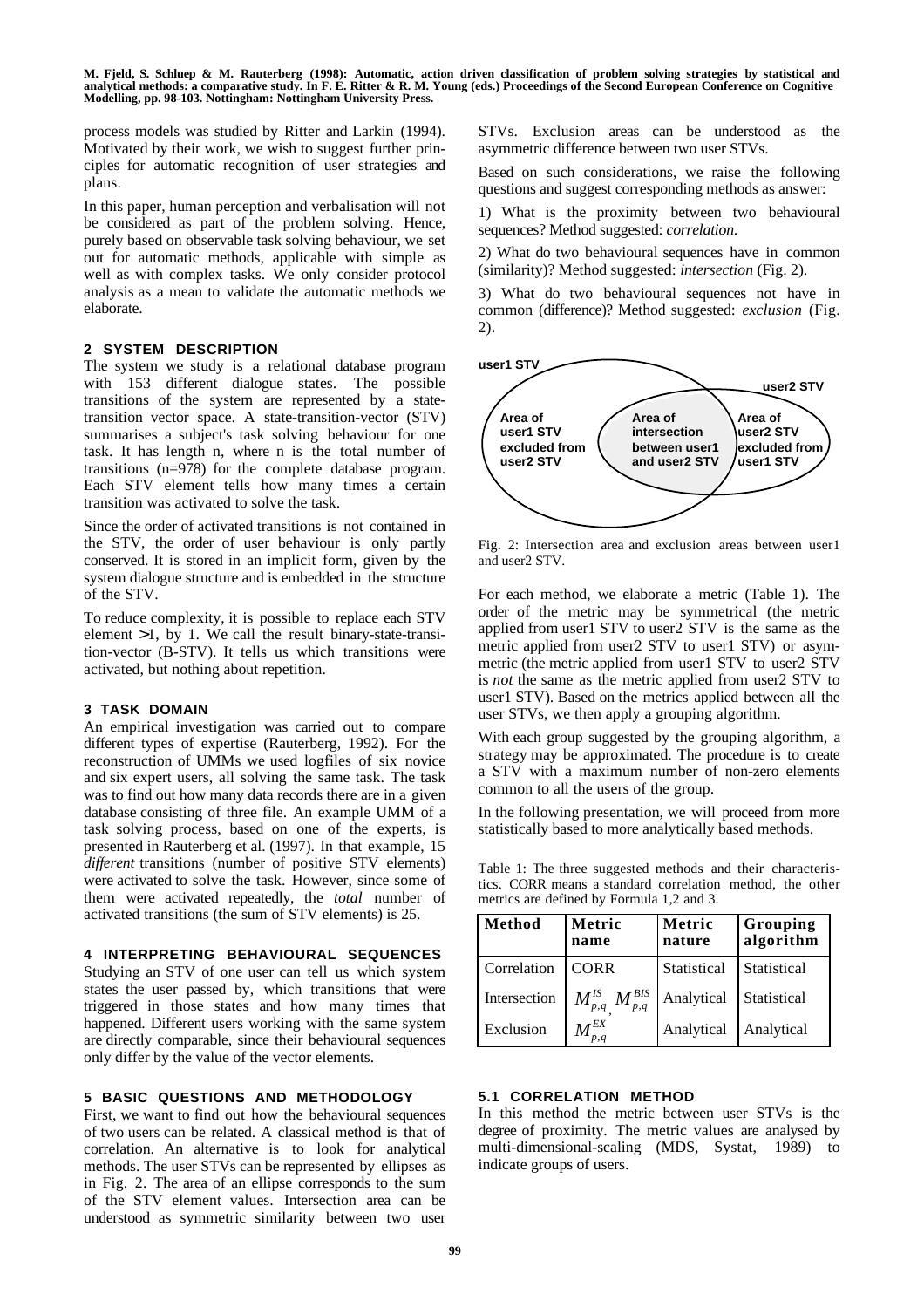process models was studied by Ritter and Larkin (1994). Motivated by their work, we wish to suggest further principles for automatic recognition of user strategies and plans.

In this paper, human perception and verbalisation will not be considered as part of the problem solving. Hence, purely based on observable task solving behaviour, we set out for automatic methods, applicable with simple as well as with complex tasks. We only consider protocol analysis as a mean to validate the automatic methods we elaborate.

## 2 SYSTEM DESCRIPTION

The system we study is a relational database program with 153 different dialogue states. The possible transitions of the system are represented by a state-transition vector space. A state-transition-vector (STV) summarises a subject's task solving behaviour for one task. It has length n, where n is the total number of transitions (n=978) for the complete database program. Each STV element tells how many times a certain transition was activated to solve the task.

Since the order of activated transitions is not contained in the STV, the order of user behaviour is only partly conserved. It is stored in an implicit form, given by the system dialogue structure and is embedded in the structure of the STV.

To reduce complexity, it is possible to replace each STV element >1, by 1. We call the result binary-state-transition-vector (B-STV). It tells us which transitions were activated, but nothing about repetition.

## 3 TASK DOMAIN

An empirical investigation was carried out to compare different types of expertise (Rauterberg, 1992). For the reconstruction of UMMs we used logfiles of six novice and six expert users, all solving the same task. The task was to find out how many data records there are in a given database consisting of three file. An example UMM of a task solving process, based on one of the experts, is presented in Rauterberg et al. (1997). In that example, 15 *different* transitions (number of positive STV elements) were activated to solve the task. However, since some of them were activated repeatedly, the *total* number of activated transitions (the sum of STV elements) is 25.

## 4 INTERPRETING BEHAVIOURAL SEQUENCES

Studying an STV of one user can tell us which system states the user passed by, which transitions that were triggered in those states and how many times that happened. Different users working with the same system are directly comparable, since their behavioural sequences only differ by the value of the vector elements.

## 5 BASIC QUESTIONS AND METHODOLOGY

First, we want to find out how the behavioural sequences of two users can be related. A classical method is that of correlation. An alternative is to look for analytical methods. The user STVs can be represented by ellipses as in Fig. 2. The area of an ellipse corresponds to the sum of the STV element values. Intersection area can be understood as symmetric similarity between two user STVs. Exclusion areas can be understood as the asymmetric difference between two user STVs.

Based on such considerations, we raise the following questions and suggest corresponding methods as answer:

1) What is the proximity between two behavioural sequences? Method suggested: *correlation.*

2) What do two behavioural sequences have in common (similarity)? Method suggested: *intersection* (Fig. 2).

3) What do two behavioural sequences not have in common (difference)? Method suggested: *exclusion* (Fig. 2).

Fig. 2: Intersection area and exclusion areas between user1 and user2 STV.

For each method, we elaborate a metric (Table 1). The order of the metric may be symmetrical (the metric applied from user1 STV to user2 STV is the same as the metric applied from user2 STV to user1 STV) or asymmetric (the metric applied from user1 STV to user2 STV is *not* the same as the metric applied from user2 STV to user1 STV). Based on the metrics applied between all the user STVs, we then apply a grouping algorithm.

With each group suggested by the grouping algorithm, a strategy may be approximated. The procedure is to create a STV with a maximum number of non-zero elements common to all the users of the group.

In the following presentation, we will proceed from more statistically based to more analytically based methods.

Table 1: The three suggested methods and their characteristics. CORR means a standard correlation method, the other metrics are defined by Formula 1,2 and 3.

| Method | Metric name | Metric nature | Grouping algorithm |
|---|---|---|---|
| Correlation | CORR | Statistical | Statistical |
| Intersection | $M^{IS}_{p,q}$, $M^{BIS}_{p,q}$ | Analytical | Statistical |
| Exclusion | $M^{EX}_{p,q}$ | Analytical | Analytical |

### 5.1 CORRELATION METHOD

In this method the metric between user STVs is the degree of proximity. The metric values are analysed by multi-dimensional-scaling (MDS, Systat, 1989) to indicate groups of users.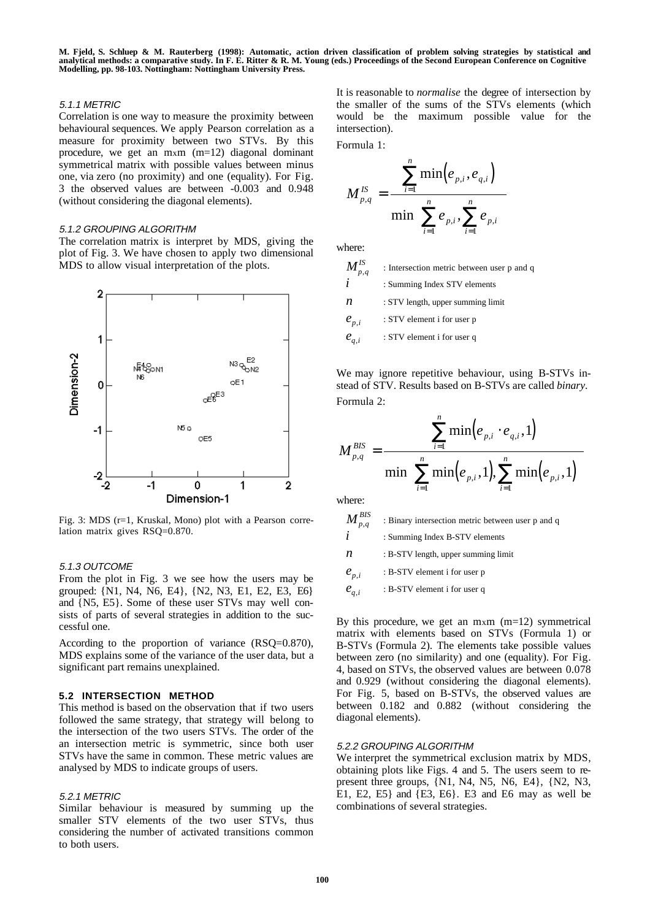#### 5.1.1 METRIC

Correlation is one way to measure the proximity between behavioural sequences. We apply Pearson correlation as a measure for proximity between two STVs. By this procedure, we get an mxm (m=12) diagonal dominant symmetrical matrix with possible values between minus one, via zero (no proximity) and one (equality). For Fig. 3 the observed values are between -0.003 and 0.948 (without considering the diagonal elements).

#### 5.1.2 GROUPING ALGORITHM

The correlation matrix is interpret by MDS, giving the plot of Fig. 3. We have chosen to apply two dimensional MDS to allow visual interpretation of the plots.

Fig. 3: MDS (r=1, Kruskal, Mono) plot with a Pearson correlation matrix gives RSQ=0.870.

#### 5.1.3 OUTCOME

From the plot in Fig. 3 we see how the users may be grouped: {N1, N4, N6, E4}, {N2, N3, E1, E2, E3, E6} and {N5, E5}. Some of these user STVs may well consists of parts of several strategies in addition to the successful one.

According to the proportion of variance (RSQ=0.870), MDS explains some of the variance of the user data, but a significant part remains unexplained.

### 5.2 INTERSECTION METHOD

This method is based on the observation that if two users followed the same strategy, that strategy will belong to the intersection of the two users STVs. The order of the an intersection metric is symmetric, since both user STVs have the same in common. These metric values are analysed by MDS to indicate groups of users.

#### 5.2.1 METRIC

Similar behaviour is measured by summing up the smaller STV elements of the two user STVs, thus considering the number of activated transitions common to both users.

It is reasonable to *normalise* the degree of intersection by the smaller of the sums of the STVs elements (which would be the maximum possible value for the intersection).

Formula 1:

$$M_{p,q}^{IS} = \frac{\sum_{i=1}^{n} \min\left(e_{p,i}, e_{q,i}\right)}{\min\left(\sum_{i=1}^{n} e_{p,i}, \sum_{i=1}^{n} e_{p,i}\right)}$$

where:

$M_{p,q}^{IS}$ : Intersection metric between user p and q

$i$ : Summing Index STV elements

$n$ : STV length, upper summing limit

$e_{p,i}$ : STV element i for user p

$e_{q,i}$ : STV element i for user q

We may ignore repetitive behaviour, using B-STVs instead of STV. Results based on B-STVs are called *binary*.

Formula 2:

$$M_{p,q}^{BIS} = \frac{\sum_{i=1}^{n} \min\left(e_{p,i} \cdot e_{q,i}, 1\right)}{\min\left(\sum_{i=1}^{n} \min\left(e_{p,i}, 1\right), \sum_{i=1}^{n} \min\left(e_{p,i}, 1\right)\right)}$$

where:

$M_{p,q}^{BIS}$ : Binary intersection metric between user p and q

$i$ : Summing Index B-STV elements

$n$ : B-STV length, upper summing limit

$e_{p,i}$ : B-STV element i for user p

$e_{q,i}$ : B-STV element i for user q

By this procedure, we get an mxm (m=12) symmetrical matrix with elements based on STVs (Formula 1) or B-STVs (Formula 2). The elements take possible values between zero (no similarity) and one (equality). For Fig. 4, based on STVs, the observed values are between 0.078 and 0.929 (without considering the diagonal elements). For Fig. 5, based on B-STVs, the observed values are between 0.182 and 0.882 (without considering the diagonal elements).

#### 5.2.2 GROUPING ALGORITHM

We interpret the symmetrical exclusion matrix by MDS, obtaining plots like Figs. 4 and 5. The users seem to represent three groups, {N1, N4, N5, N6, E4}, {N2, N3, E1, E2, E5} and {E3, E6}. E3 and E6 may as well be combinations of several strategies.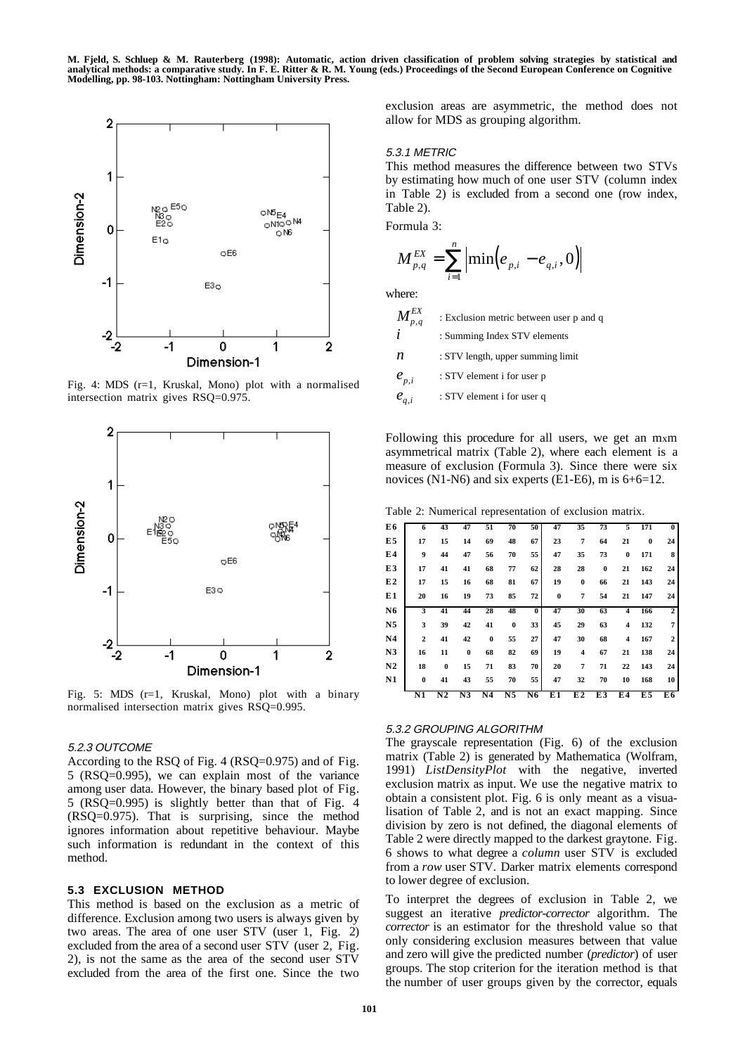Fig. 4: MDS (r=1, Kruskal, Mono) plot with a normalised intersection matrix gives RSQ=0.975.

Fig. 5: MDS (r=1, Kruskal, Mono) plot with a binary normalised intersection matrix gives RSQ=0.995.

#### 5.2.3 OUTCOME

According to the RSQ of Fig. 4 (RSQ=0.975) and of Fig. 5 (RSQ=0.995), we can explain most of the variance among user data. However, the binary based plot of Fig. 5 (RSQ=0.995) is slightly better than that of Fig. 4 (RSQ=0.975). That is surprising, since the method ignores information about repetitive behaviour. Maybe such information is redundant in the context of this method.

### 5.3 EXCLUSION METHOD

This method is based on the exclusion as a metric of difference. Exclusion among two users is always given by two areas. The area of one user STV (user 1, Fig. 2) excluded from the area of a second user STV (user 2, Fig. 2), is not the same as the area of the second user STV excluded from the area of the first one. Since the two exclusion areas are asymmetric, the method does not allow for MDS as grouping algorithm.

#### 5.3.1 METRIC

This method measures the difference between two STVs by estimating how much of one user STV (column index in Table 2) is excluded from a second one (row index, Table 2).

Formula 3:

$$M_{p,q}^{EX} = \sum_{i=1}^{n} \left| \min\left(e_{p,i} - e_{q,i}, 0\right) \right|$$

where:

- $M_{p,q}^{EX}$ : Exclusion metric between user p and q
- $i$ : Summing Index STV elements
- $n$ : STV length, upper summing limit
- $e_{p,i}$ : STV element i for user p
- $e_{q,i}$ : STV element i for user q

Following this procedure for all users, we get an mxm asymmetrical matrix (Table 2), where each element is a measure of exclusion (Formula 3). Since there were six novices (N1-N6) and six experts (E1-E6), m is 6+6=12.

Table 2: Numerical representation of exclusion matrix.

| | N1 | N2 | N3 | N4 | N5 | N6 | E1 | E2 | E3 | E4 | E5 | E6 |
|---|---|---|---|---|---|---|---|---|---|---|---|---|
| **E6** | 6 | 43 | 47 | 51 | 70 | 50 | 47 | 35 | 73 | 5 | 171 | 0 |
| **E5** | 17 | 15 | 14 | 69 | 48 | 67 | 23 | 7 | 64 | 21 | 0 | 24 |
| **E4** | 9 | 44 | 47 | 56 | 70 | 55 | 47 | 35 | 73 | 0 | 171 | 8 |
| **E3** | 17 | 41 | 41 | 68 | 77 | 62 | 28 | 28 | 0 | 21 | 162 | 24 |
| **E2** | 17 | 15 | 16 | 68 | 81 | 67 | 19 | 0 | 66 | 21 | 143 | 24 |
| **E1** | 20 | 16 | 19 | 73 | 85 | 72 | 0 | 7 | 54 | 21 | 147 | 24 |
| **N6** | 3 | 41 | 44 | 28 | 48 | 0 | 47 | 30 | 63 | 4 | 166 | 2 |
| **N5** | 3 | 39 | 42 | 41 | 0 | 33 | 45 | 29 | 63 | 4 | 132 | 7 |
| **N4** | 2 | 41 | 42 | 0 | 55 | 27 | 47 | 30 | 68 | 4 | 167 | 2 |
| **N3** | 16 | 11 | 0 | 68 | 82 | 69 | 19 | 4 | 67 | 21 | 138 | 24 |
| **N2** | 18 | 0 | 15 | 71 | 83 | 70 | 20 | 7 | 71 | 22 | 143 | 24 |
| **N1** | 0 | 41 | 43 | 55 | 70 | 55 | 47 | 32 | 70 | 10 | 168 | 10 |

#### 5.3.2 GROUPING ALGORITHM

The grayscale representation (Fig. 6) of the exclusion matrix (Table 2) is generated by Mathematica (Wolfram, 1991) *ListDensityPlot* with the negative, inverted exclusion matrix as input. We use the negative matrix to obtain a consistent plot. Fig. 6 is only meant as a visualisation of Table 2, and is not an exact mapping. Since division by zero is not defined, the diagonal elements of Table 2 were directly mapped to the darkest graytone. Fig. 6 shows to what degree a *column* user STV is excluded from a *row* user STV. Darker matrix elements correspond to lower degree of exclusion.

To interpret the degrees of exclusion in Table 2, we suggest an iterative *predictor-corrector* algorithm. The *corrector* is an estimator for the threshold value so that only considering exclusion measures between that value and zero will give the predicted number (*predictor*) of user groups. The stop criterion for the iteration method is that the number of user groups given by the corrector, equals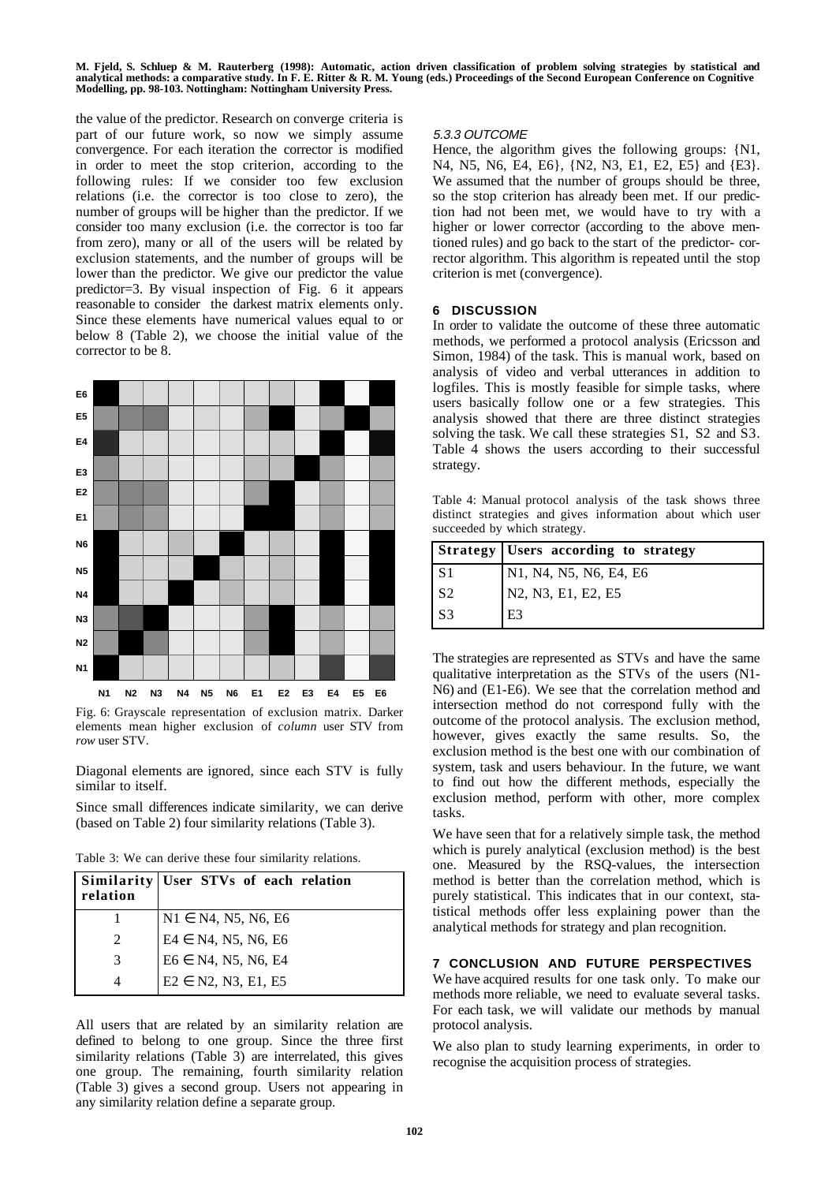the value of the predictor. Research on converge criteria is part of our future work, so now we simply assume convergence. For each iteration the corrector is modified in order to meet the stop criterion, according to the following rules: If we consider too few exclusion relations (i.e. the corrector is too close to zero), the number of groups will be higher than the predictor. If we consider too many exclusion (i.e. the corrector is too far from zero), many or all of the users will be related by exclusion statements, and the number of groups will be lower than the predictor. We give our predictor the value predictor=3. By visual inspection of Fig. 6 it appears reasonable to consider the darkest matrix elements only. Since these elements have numerical values equal to or below 8 (Table 2), we choose the initial value of the corrector to be 8.

Fig. 6: Grayscale representation of exclusion matrix. Darker elements mean higher exclusion of *column* user STV from *row* user STV.

Diagonal elements are ignored, since each STV is fully similar to itself.

Since small differences indicate similarity, we can derive (based on Table 2) four similarity relations (Table 3).

Table 3: We can derive these four similarity relations.

| Similarity relation | User STVs of each relation |
|---|---|
| 1 | N1 ∈ N4, N5, N6, E6 |
| 2 | E4 ∈ N4, N5, N6, E6 |
| 3 | E6 ∈ N4, N5, N6, E4 |
| 4 | E2 ∈ N2, N3, E1, E5 |

All users that are related by an similarity relation are defined to belong to one group. Since the three first similarity relations (Table 3) are interrelated, this gives one group. The remaining, fourth similarity relation (Table 3) gives a second group. Users not appearing in any similarity relation define a separate group.

#### 5.3.3 OUTCOME

Hence, the algorithm gives the following groups: {N1, N4, N5, N6, E4, E6}, {N2, N3, E1, E2, E5} and {E3}. We assumed that the number of groups should be three, so the stop criterion has already been met. If our prediction had not been met, we would have to try with a higher or lower corrector (according to the above mentioned rules) and go back to the start of the predictor- corrector algorithm. This algorithm is repeated until the stop criterion is met (convergence).

## 6 DISCUSSION

In order to validate the outcome of these three automatic methods, we performed a protocol analysis (Ericsson and Simon, 1984) of the task. This is manual work, based on analysis of video and verbal utterances in addition to logfiles. This is mostly feasible for simple tasks, where users basically follow one or a few strategies. This analysis showed that there are three distinct strategies solving the task. We call these strategies S1, S2 and S3. Table 4 shows the users according to their successful strategy.

Table 4: Manual protocol analysis of the task shows three distinct strategies and gives information about which user succeeded by which strategy.

| Strategy | Users according to strategy |
|---|---|
| S1 | N1, N4, N5, N6, E4, E6 |
| S2 | N2, N3, E1, E2, E5 |
| S3 | E3 |

The strategies are represented as STVs and have the same qualitative interpretation as the STVs of the users (N1-N6) and (E1-E6). We see that the correlation method and intersection method do not correspond fully with the outcome of the protocol analysis. The exclusion method, however, gives exactly the same results. So, the exclusion method is the best one with our combination of system, task and users behaviour. In the future, we want to find out how the different methods, especially the exclusion method, perform with other, more complex tasks.

We have seen that for a relatively simple task, the method which is purely analytical (exclusion method) is the best one. Measured by the RSQ-values, the intersection method is better than the correlation method, which is purely statistical. This indicates that in our context, statistical methods offer less explaining power than the analytical methods for strategy and plan recognition.

## 7 CONCLUSION AND FUTURE PERSPECTIVES

We have acquired results for one task only. To make our methods more reliable, we need to evaluate several tasks. For each task, we will validate our methods by manual protocol analysis.

We also plan to study learning experiments, in order to recognise the acquisition process of strategies.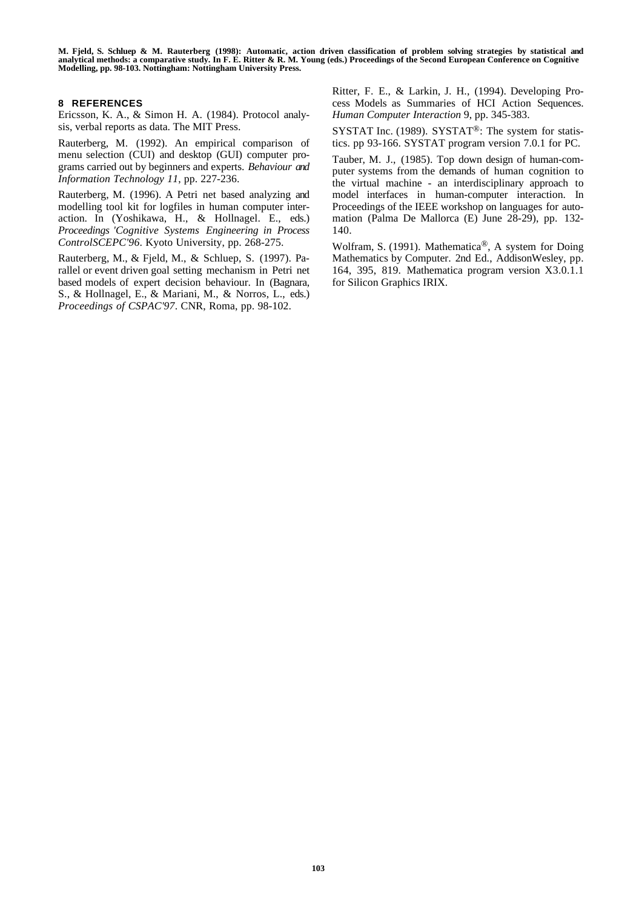## 8 REFERENCES

Ericsson, K. A., & Simon H. A. (1984). Protocol analysis, verbal reports as data. The MIT Press.

Rauterberg, M. (1992). An empirical comparison of menu selection (CUI) and desktop (GUI) computer programs carried out by beginners and experts. *Behaviour and Information Technology 11*, pp. 227-236.

Rauterberg, M. (1996). A Petri net based analyzing and modelling tool kit for logfiles in human computer interaction. In (Yoshikawa, H., & Hollnagel. E., eds.) *Proceedings 'Cognitive Systems Engineering in Process ControlSCEPC'96*. Kyoto University, pp. 268-275.

Rauterberg, M., & Fjeld, M., & Schluep, S. (1997). Parallel or event driven goal setting mechanism in Petri net based models of expert decision behaviour. In (Bagnara, S., & Hollnagel, E., & Mariani, M., & Norros, L., eds.) *Proceedings of CSPAC'97*. CNR, Roma, pp. 98-102.

Ritter, F. E., & Larkin, J. H., (1994). Developing Process Models as Summaries of HCI Action Sequences. *Human Computer Interaction* 9, pp. 345-383.

SYSTAT Inc. (1989). SYSTAT®: The system for statistics. pp 93-166. SYSTAT program version 7.0.1 for PC.

Tauber, M. J., (1985). Top down design of human-computer systems from the demands of human cognition to the virtual machine - an interdisciplinary approach to model interfaces in human-computer interaction. In Proceedings of the IEEE workshop on languages for automation (Palma De Mallorca (E) June 28-29), pp. 132-140.

Wolfram, S. (1991). Mathematica®, A system for Doing Mathematics by Computer. 2nd Ed., AddisonWesley, pp. 164, 395, 819. Mathematica program version X3.0.1.1 for Silicon Graphics IRIX.